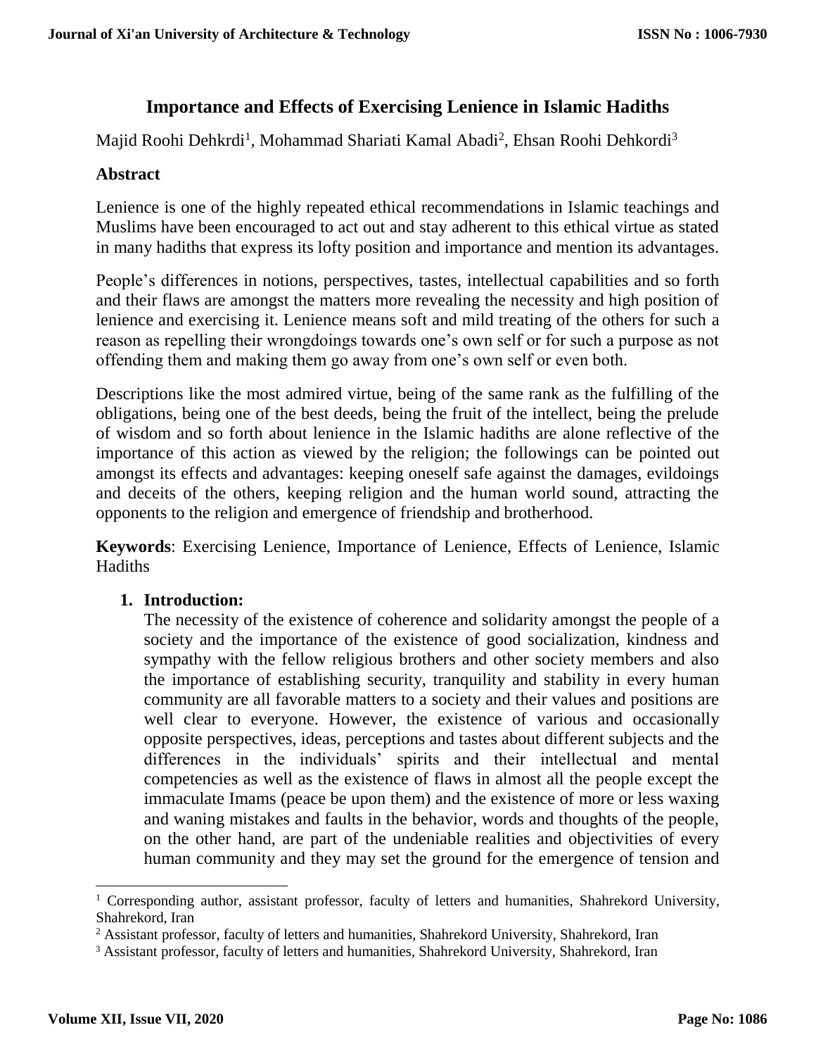# Importance and Effects of Exercising Lenience in Islamic Hadiths

Majid Roohi Dehkrdi[1], Mohammad Shariati Kamal Abadi[2], Ehsan Roohi Dehkordi[3]

## Abstract

Lenience is one of the highly repeated ethical recommendations in Islamic teachings and Muslims have been encouraged to act out and stay adherent to this ethical virtue as stated in many hadiths that express its lofty position and importance and mention its advantages.

People's differences in notions, perspectives, tastes, intellectual capabilities and so forth and their flaws are amongst the matters more revealing the necessity and high position of lenience and exercising it. Lenience means soft and mild treating of the others for such a reason as repelling their wrongdoings towards one's own self or for such a purpose as not offending them and making them go away from one's own self or even both.

Descriptions like the most admired virtue, being of the same rank as the fulfilling of the obligations, being one of the best deeds, being the fruit of the intellect, being the prelude of wisdom and so forth about lenience in the Islamic hadiths are alone reflective of the importance of this action as viewed by the religion; the followings can be pointed out amongst its effects and advantages: keeping oneself safe against the damages, evildoings and deceits of the others, keeping religion and the human world sound, attracting the opponents to the religion and emergence of friendship and brotherhood.

**Keywords**: Exercising Lenience, Importance of Lenience, Effects of Lenience, Islamic Hadiths

## 1. Introduction:

The necessity of the existence of coherence and solidarity amongst the people of a society and the importance of the existence of good socialization, kindness and sympathy with the fellow religious brothers and other society members and also the importance of establishing security, tranquility and stability in every human community are all favorable matters to a society and their values and positions are well clear to everyone. However, the existence of various and occasionally opposite perspectives, ideas, perceptions and tastes about different subjects and the differences in the individuals' spirits and their intellectual and mental competencies as well as the existence of flaws in almost all the people except the immaculate Imams (peace be upon them) and the existence of more or less waxing and waning mistakes and faults in the behavior, words and thoughts of the people, on the other hand, are part of the undeniable realities and objectivities of every human community and they may set the ground for the emergence of tension and

---

[1] Corresponding author, assistant professor, faculty of letters and humanities, Shahrekord University, Shahrekord, Iran

[2] Assistant professor, faculty of letters and humanities, Shahrekord University, Shahrekord, Iran

[3] Assistant professor, faculty of letters and humanities, Shahrekord University, Shahrekord, Iran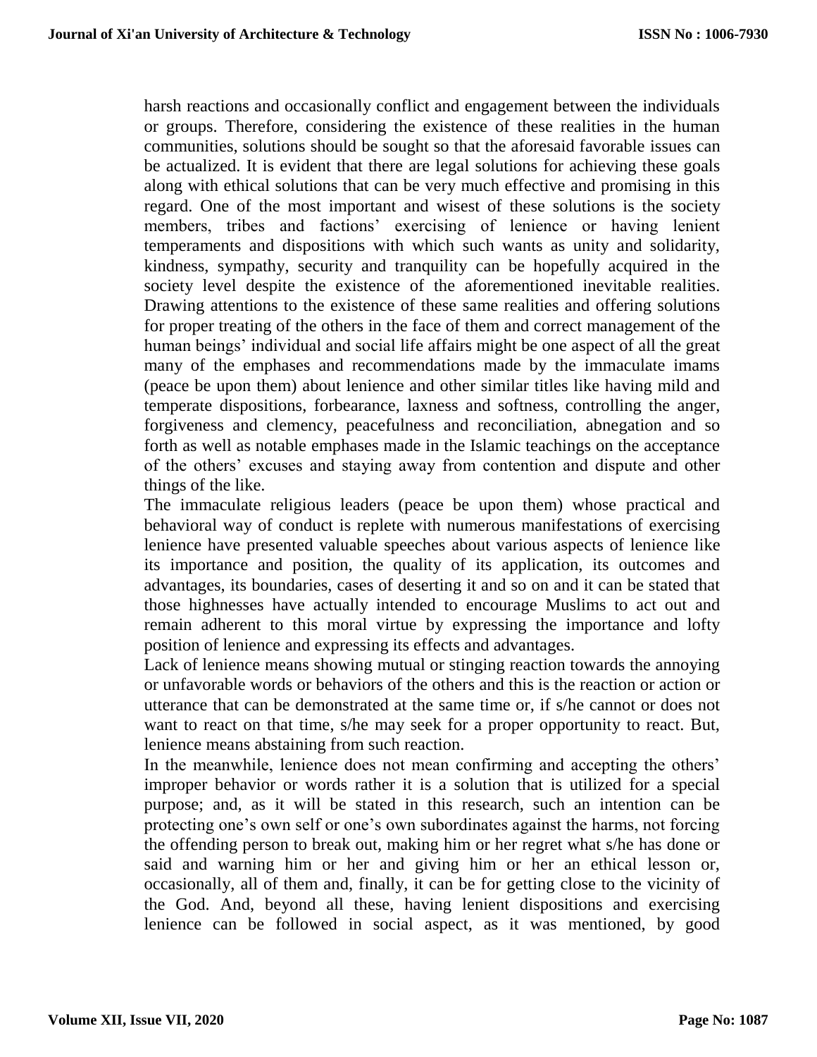harsh reactions and occasionally conflict and engagement between the individuals or groups. Therefore, considering the existence of these realities in the human communities, solutions should be sought so that the aforesaid favorable issues can be actualized. It is evident that there are legal solutions for achieving these goals along with ethical solutions that can be very much effective and promising in this regard. One of the most important and wisest of these solutions is the society members, tribes and factions' exercising of lenience or having lenient temperaments and dispositions with which such wants as unity and solidarity, kindness, sympathy, security and tranquility can be hopefully acquired in the society level despite the existence of the aforementioned inevitable realities. Drawing attentions to the existence of these same realities and offering solutions for proper treating of the others in the face of them and correct management of the human beings' individual and social life affairs might be one aspect of all the great many of the emphases and recommendations made by the immaculate imams (peace be upon them) about lenience and other similar titles like having mild and temperate dispositions, forbearance, laxness and softness, controlling the anger, forgiveness and clemency, peacefulness and reconciliation, abnegation and so forth as well as notable emphases made in the Islamic teachings on the acceptance of the others' excuses and staying away from contention and dispute and other things of the like.

The immaculate religious leaders (peace be upon them) whose practical and behavioral way of conduct is replete with numerous manifestations of exercising lenience have presented valuable speeches about various aspects of lenience like its importance and position, the quality of its application, its outcomes and advantages, its boundaries, cases of deserting it and so on and it can be stated that those highnesses have actually intended to encourage Muslims to act out and remain adherent to this moral virtue by expressing the importance and lofty position of lenience and expressing its effects and advantages.

Lack of lenience means showing mutual or stinging reaction towards the annoying or unfavorable words or behaviors of the others and this is the reaction or action or utterance that can be demonstrated at the same time or, if s/he cannot or does not want to react on that time, s/he may seek for a proper opportunity to react. But, lenience means abstaining from such reaction.

In the meanwhile, lenience does not mean confirming and accepting the others' improper behavior or words rather it is a solution that is utilized for a special purpose; and, as it will be stated in this research, such an intention can be protecting one's own self or one's own subordinates against the harms, not forcing the offending person to break out, making him or her regret what s/he has done or said and warning him or her and giving him or her an ethical lesson or, occasionally, all of them and, finally, it can be for getting close to the vicinity of the God. And, beyond all these, having lenient dispositions and exercising lenience can be followed in social aspect, as it was mentioned, by good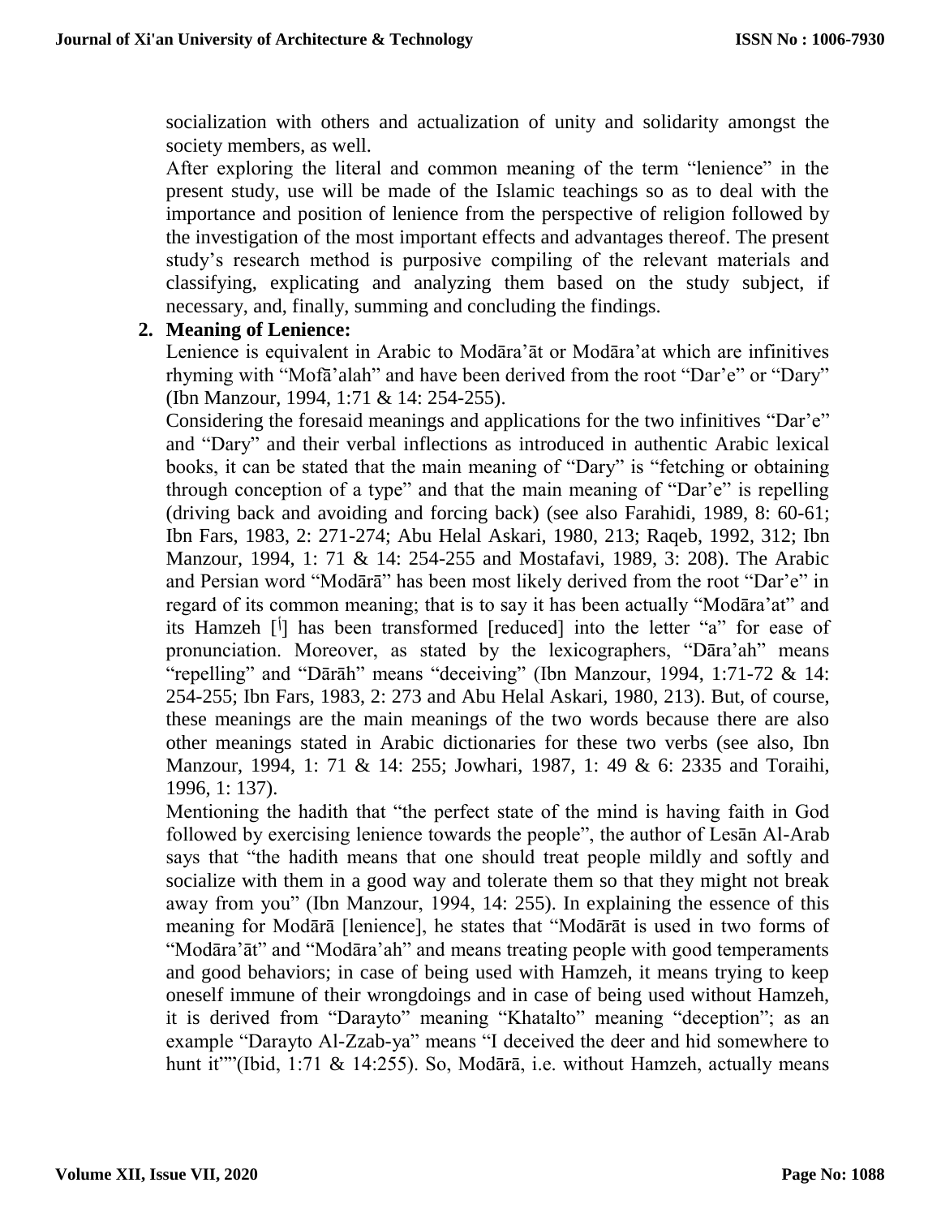socialization with others and actualization of unity and solidarity amongst the society members, as well.

After exploring the literal and common meaning of the term “lenience” in the present study, use will be made of the Islamic teachings so as to deal with the importance and position of lenience from the perspective of religion followed by the investigation of the most important effects and advantages thereof. The present study’s research method is purposive compiling of the relevant materials and classifying, explicating and analyzing them based on the study subject, if necessary, and, finally, summing and concluding the findings.

## 2. Meaning of Lenience:

Lenience is equivalent in Arabic to Modāra’āt or Modāra’at which are infinitives rhyming with “Mofā’alah” and have been derived from the root “Dar’e” or “Dary” (Ibn Manzour, 1994, 1:71 & 14: 254-255).

Considering the foresaid meanings and applications for the two infinitives “Dar’e” and “Dary” and their verbal inflections as introduced in authentic Arabic lexical books, it can be stated that the main meaning of “Dary” is “fetching or obtaining through conception of a type” and that the main meaning of “Dar’e” is repelling (driving back and avoiding and forcing back) (see also Farahidi, 1989, 8: 60-61; Ibn Fars, 1983, 2: 271-274; Abu Helal Askari, 1980, 213; Raqeb, 1992, 312; Ibn Manzour, 1994, 1: 71 & 14: 254-255 and Mostafavi, 1989, 3: 208). The Arabic and Persian word “Modārā” has been most likely derived from the root “Dar’e” in regard of its common meaning; that is to say it has been actually “Modāra’at” and its Hamzeh [أ] has been transformed [reduced] into the letter “a” for ease of pronunciation. Moreover, as stated by the lexicographers, “Dāra’ah” means “repelling” and “Dārāh” means “deceiving” (Ibn Manzour, 1994, 1:71-72 & 14: 254-255; Ibn Fars, 1983, 2: 273 and Abu Helal Askari, 1980, 213). But, of course, these meanings are the main meanings of the two words because there are also other meanings stated in Arabic dictionaries for these two verbs (see also, Ibn Manzour, 1994, 1: 71 & 14: 255; Jowhari, 1987, 1: 49 & 6: 2335 and Toraihi, 1996, 1: 137).

Mentioning the hadith that “the perfect state of the mind is having faith in God followed by exercising lenience towards the people”, the author of Lesān Al-Arab says that “the hadith means that one should treat people mildly and softly and socialize with them in a good way and tolerate them so that they might not break away from you” (Ibn Manzour, 1994, 14: 255). In explaining the essence of this meaning for Modārā [lenience], he states that “Modārāt is used in two forms of “Modāra’āt” and “Modāra’ah” and means treating people with good temperaments and good behaviors; in case of being used with Hamzeh, it means trying to keep oneself immune of their wrongdoings and in case of being used without Hamzeh, it is derived from “Darayto” meaning “Khatalto” meaning “deception”; as an example “Darayto Al-Zzab-ya” means “I deceived the deer and hid somewhere to hunt it””(Ibid, 1:71 & 14:255). So, Modārā, i.e. without Hamzeh, actually means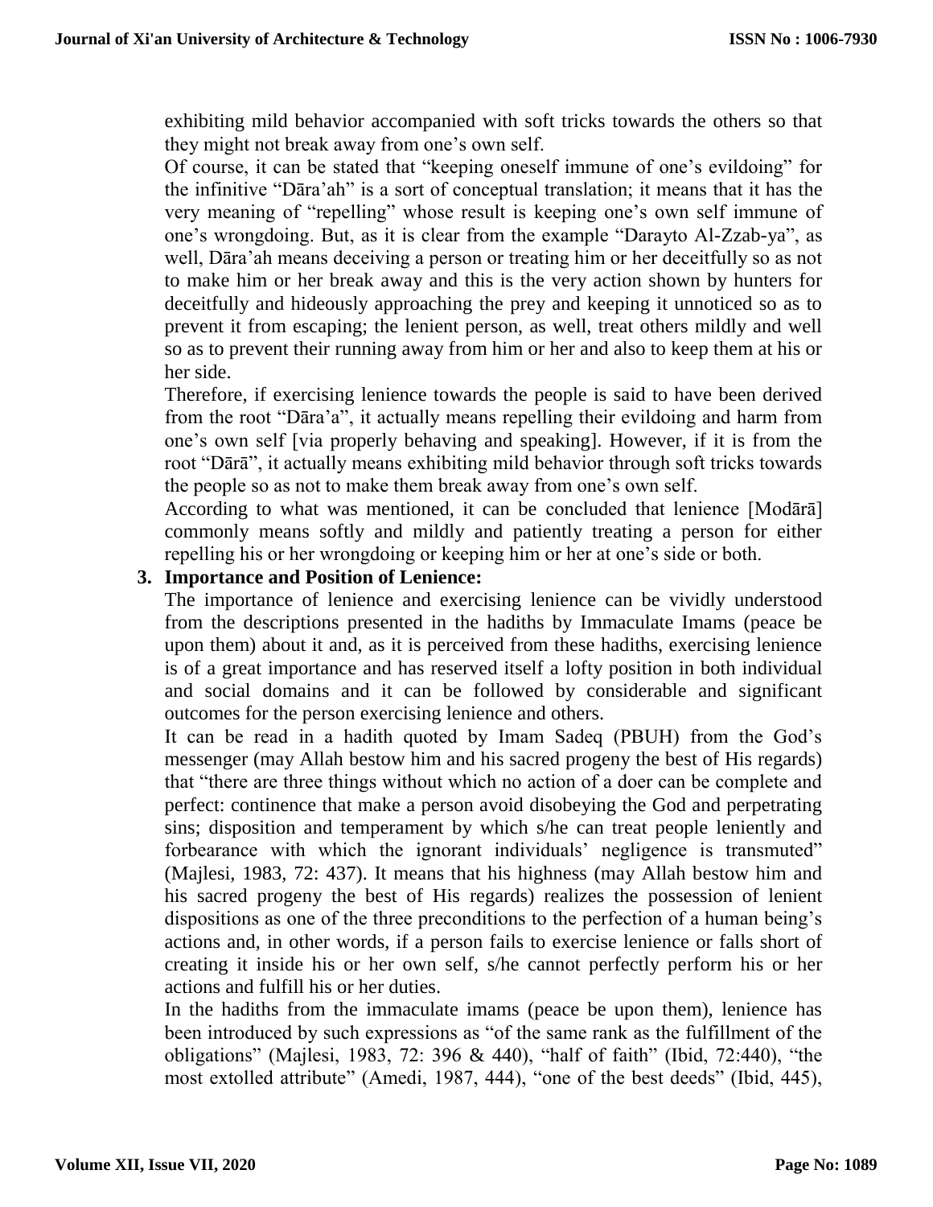exhibiting mild behavior accompanied with soft tricks towards the others so that they might not break away from one's own self.

Of course, it can be stated that "keeping oneself immune of one's evildoing" for the infinitive "Dāra'ah" is a sort of conceptual translation; it means that it has the very meaning of "repelling" whose result is keeping one's own self immune of one's wrongdoing. But, as it is clear from the example "Darayto Al-Zzab-ya", as well, Dāra'ah means deceiving a person or treating him or her deceitfully so as not to make him or her break away and this is the very action shown by hunters for deceitfully and hideously approaching the prey and keeping it unnoticed so as to prevent it from escaping; the lenient person, as well, treat others mildly and well so as to prevent their running away from him or her and also to keep them at his or her side.

Therefore, if exercising lenience towards the people is said to have been derived from the root "Dāra'a", it actually means repelling their evildoing and harm from one's own self [via properly behaving and speaking]. However, if it is from the root "Dārā", it actually means exhibiting mild behavior through soft tricks towards the people so as not to make them break away from one's own self.

According to what was mentioned, it can be concluded that lenience [Modārā] commonly means softly and mildly and patiently treating a person for either repelling his or her wrongdoing or keeping him or her at one's side or both.

## 3. Importance and Position of Lenience:

The importance of lenience and exercising lenience can be vividly understood from the descriptions presented in the hadiths by Immaculate Imams (peace be upon them) about it and, as it is perceived from these hadiths, exercising lenience is of a great importance and has reserved itself a lofty position in both individual and social domains and it can be followed by considerable and significant outcomes for the person exercising lenience and others.

It can be read in a hadith quoted by Imam Sadeq (PBUH) from the God's messenger (may Allah bestow him and his sacred progeny the best of His regards) that "there are three things without which no action of a doer can be complete and perfect: continence that make a person avoid disobeying the God and perpetrating sins; disposition and temperament by which s/he can treat people leniently and forbearance with which the ignorant individuals' negligence is transmuted" (Majlesi, 1983, 72: 437). It means that his highness (may Allah bestow him and his sacred progeny the best of His regards) realizes the possession of lenient dispositions as one of the three preconditions to the perfection of a human being's actions and, in other words, if a person fails to exercise lenience or falls short of creating it inside his or her own self, s/he cannot perfectly perform his or her actions and fulfill his or her duties.

In the hadiths from the immaculate imams (peace be upon them), lenience has been introduced by such expressions as "of the same rank as the fulfillment of the obligations" (Majlesi, 1983, 72: 396 & 440), "half of faith" (Ibid, 72:440), "the most extolled attribute" (Amedi, 1987, 444), "one of the best deeds" (Ibid, 445),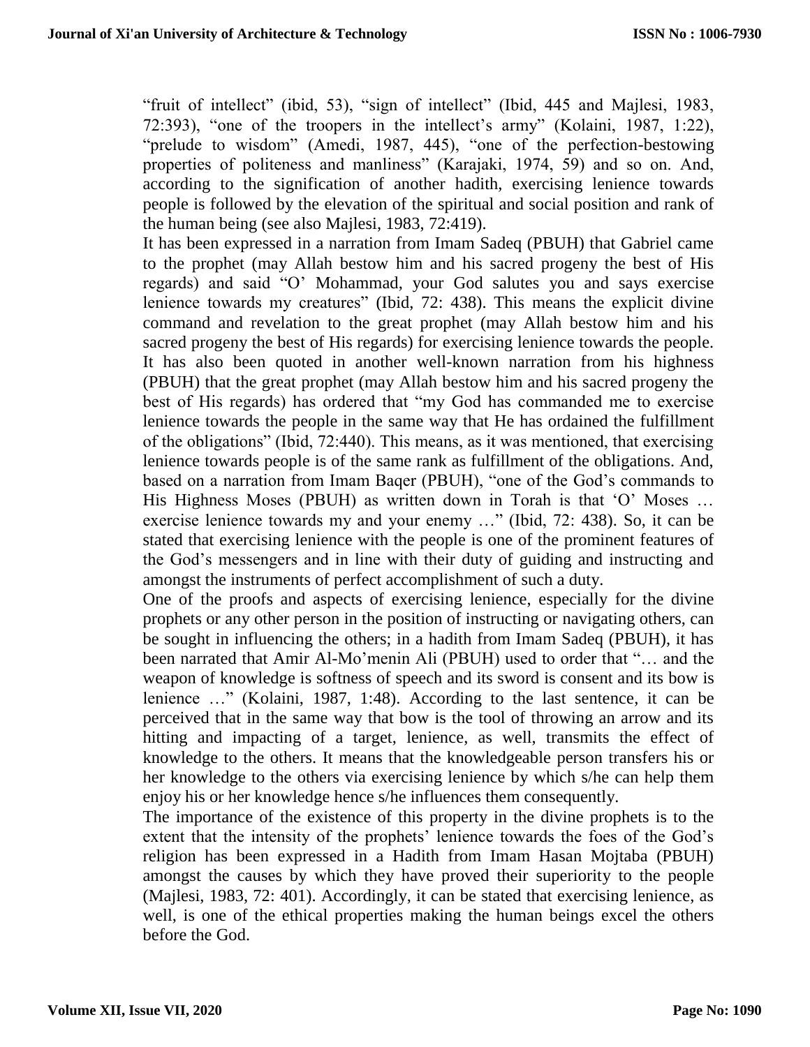"fruit of intellect" (ibid, 53), "sign of intellect" (Ibid, 445 and Majlesi, 1983, 72:393), "one of the troopers in the intellect's army" (Kolaini, 1987, 1:22), "prelude to wisdom" (Amedi, 1987, 445), "one of the perfection-bestowing properties of politeness and manliness" (Karajaki, 1974, 59) and so on. And, according to the signification of another hadith, exercising lenience towards people is followed by the elevation of the spiritual and social position and rank of the human being (see also Majlesi, 1983, 72:419).

It has been expressed in a narration from Imam Sadeq (PBUH) that Gabriel came to the prophet (may Allah bestow him and his sacred progeny the best of His regards) and said "O' Mohammad, your God salutes you and says exercise lenience towards my creatures" (Ibid, 72: 438). This means the explicit divine command and revelation to the great prophet (may Allah bestow him and his sacred progeny the best of His regards) for exercising lenience towards the people. It has also been quoted in another well-known narration from his highness (PBUH) that the great prophet (may Allah bestow him and his sacred progeny the best of His regards) has ordered that "my God has commanded me to exercise lenience towards the people in the same way that He has ordained the fulfillment of the obligations" (Ibid, 72:440). This means, as it was mentioned, that exercising lenience towards people is of the same rank as fulfillment of the obligations. And, based on a narration from Imam Baqer (PBUH), "one of the God's commands to His Highness Moses (PBUH) as written down in Torah is that 'O' Moses … exercise lenience towards my and your enemy …" (Ibid, 72: 438). So, it can be stated that exercising lenience with the people is one of the prominent features of the God's messengers and in line with their duty of guiding and instructing and amongst the instruments of perfect accomplishment of such a duty.

One of the proofs and aspects of exercising lenience, especially for the divine prophets or any other person in the position of instructing or navigating others, can be sought in influencing the others; in a hadith from Imam Sadeq (PBUH), it has been narrated that Amir Al-Mo'menin Ali (PBUH) used to order that "… and the weapon of knowledge is softness of speech and its sword is consent and its bow is lenience …" (Kolaini, 1987, 1:48). According to the last sentence, it can be perceived that in the same way that bow is the tool of throwing an arrow and its hitting and impacting of a target, lenience, as well, transmits the effect of knowledge to the others. It means that the knowledgeable person transfers his or her knowledge to the others via exercising lenience by which s/he can help them enjoy his or her knowledge hence s/he influences them consequently.

The importance of the existence of this property in the divine prophets is to the extent that the intensity of the prophets' lenience towards the foes of the God's religion has been expressed in a Hadith from Imam Hasan Mojtaba (PBUH) amongst the causes by which they have proved their superiority to the people (Majlesi, 1983, 72: 401). Accordingly, it can be stated that exercising lenience, as well, is one of the ethical properties making the human beings excel the others before the God.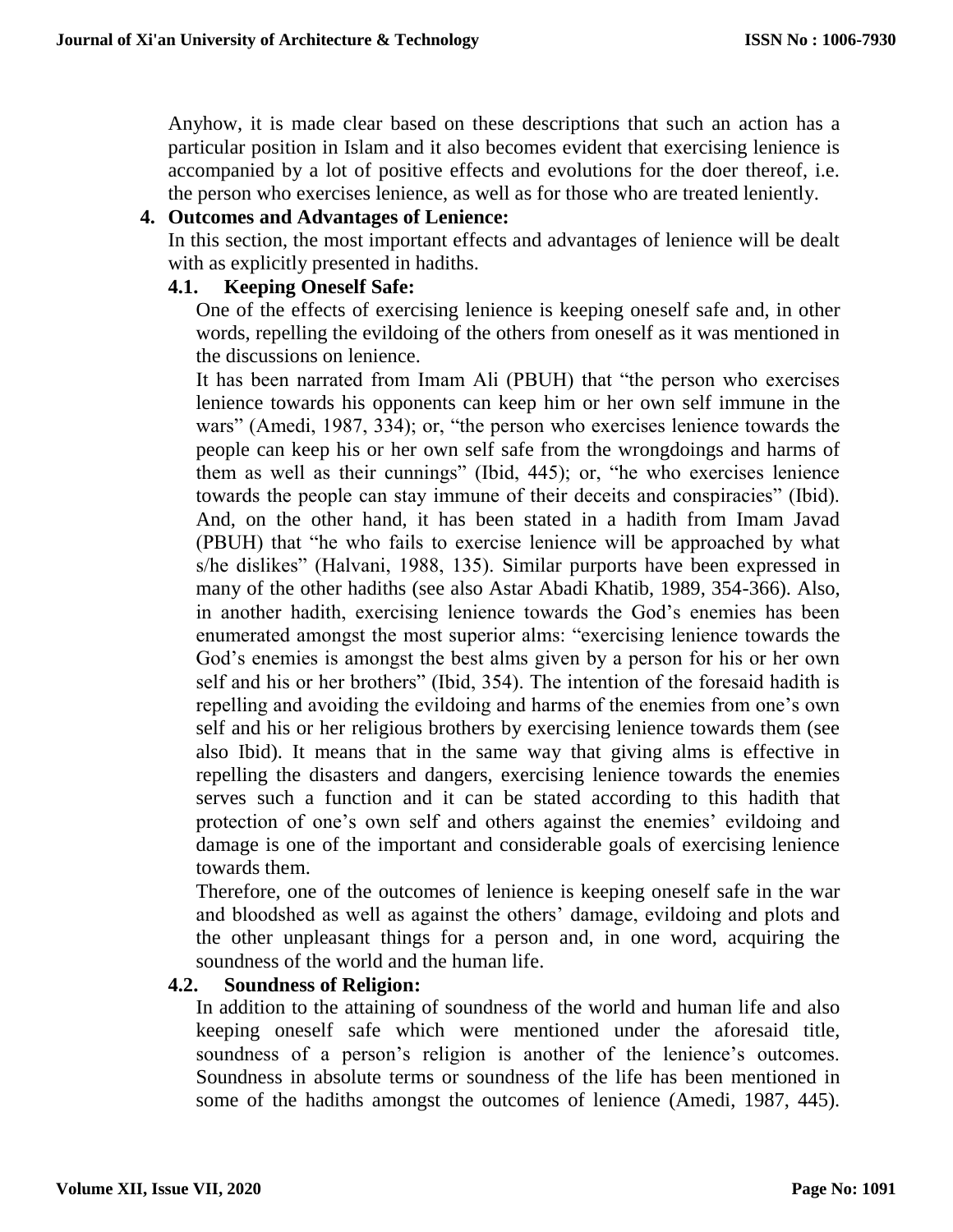Anyhow, it is made clear based on these descriptions that such an action has a particular position in Islam and it also becomes evident that exercising lenience is accompanied by a lot of positive effects and evolutions for the doer thereof, i.e. the person who exercises lenience, as well as for those who are treated leniently.

## 4. Outcomes and Advantages of Lenience:

In this section, the most important effects and advantages of lenience will be dealt with as explicitly presented in hadiths.

### 4.1. Keeping Oneself Safe:

One of the effects of exercising lenience is keeping oneself safe and, in other words, repelling the evildoing of the others from oneself as it was mentioned in the discussions on lenience.

It has been narrated from Imam Ali (PBUH) that "the person who exercises lenience towards his opponents can keep him or her own self immune in the wars" (Amedi, 1987, 334); or, "the person who exercises lenience towards the people can keep his or her own self safe from the wrongdoings and harms of them as well as their cunnings" (Ibid, 445); or, "he who exercises lenience towards the people can stay immune of their deceits and conspiracies" (Ibid). And, on the other hand, it has been stated in a hadith from Imam Javad (PBUH) that "he who fails to exercise lenience will be approached by what s/he dislikes" (Halvani, 1988, 135). Similar purports have been expressed in many of the other hadiths (see also Astar Abadi Khatib, 1989, 354-366). Also, in another hadith, exercising lenience towards the God's enemies has been enumerated amongst the most superior alms: "exercising lenience towards the God's enemies is amongst the best alms given by a person for his or her own self and his or her brothers" (Ibid, 354). The intention of the foresaid hadith is repelling and avoiding the evildoing and harms of the enemies from one's own self and his or her religious brothers by exercising lenience towards them (see also Ibid). It means that in the same way that giving alms is effective in repelling the disasters and dangers, exercising lenience towards the enemies serves such a function and it can be stated according to this hadith that protection of one's own self and others against the enemies' evildoing and damage is one of the important and considerable goals of exercising lenience towards them.

Therefore, one of the outcomes of lenience is keeping oneself safe in the war and bloodshed as well as against the others' damage, evildoing and plots and the other unpleasant things for a person and, in one word, acquiring the soundness of the world and the human life.

### 4.2. Soundness of Religion:

In addition to the attaining of soundness of the world and human life and also keeping oneself safe which were mentioned under the aforesaid title, soundness of a person's religion is another of the lenience's outcomes. Soundness in absolute terms or soundness of the life has been mentioned in some of the hadiths amongst the outcomes of lenience (Amedi, 1987, 445).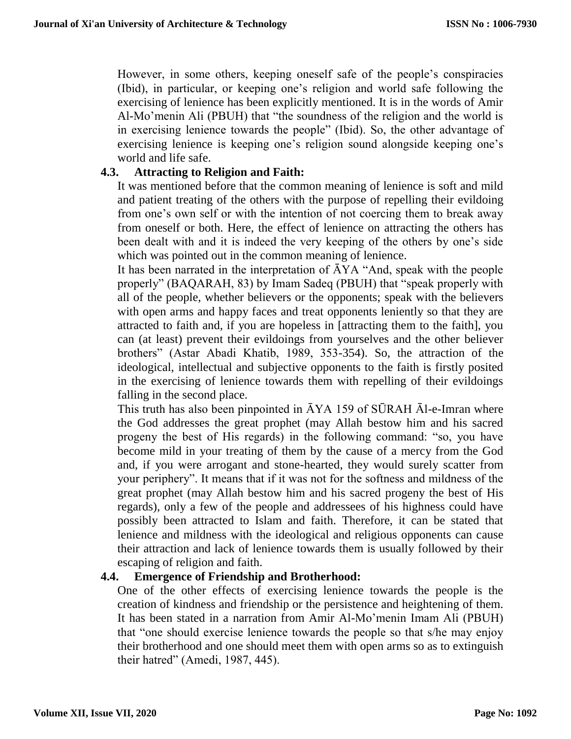However, in some others, keeping oneself safe of the people's conspiracies (Ibid), in particular, or keeping one's religion and world safe following the exercising of lenience has been explicitly mentioned. It is in the words of Amir Al-Mo'menin Ali (PBUH) that "the soundness of the religion and the world is in exercising lenience towards the people" (Ibid). So, the other advantage of exercising lenience is keeping one's religion sound alongside keeping one's world and life safe.

### 4.3. Attracting to Religion and Faith:

It was mentioned before that the common meaning of lenience is soft and mild and patient treating of the others with the purpose of repelling their evildoing from one's own self or with the intention of not coercing them to break away from oneself or both. Here, the effect of lenience on attracting the others has been dealt with and it is indeed the very keeping of the others by one's side which was pointed out in the common meaning of lenience.

It has been narrated in the interpretation of ĀYA "And, speak with the people properly" (BAQARAH, 83) by Imam Sadeq (PBUH) that "speak properly with all of the people, whether believers or the opponents; speak with the believers with open arms and happy faces and treat opponents leniently so that they are attracted to faith and, if you are hopeless in [attracting them to the faith], you can (at least) prevent their evildoings from yourselves and the other believer brothers" (Astar Abadi Khatib, 1989, 353-354). So, the attraction of the ideological, intellectual and subjective opponents to the faith is firstly posited in the exercising of lenience towards them with repelling of their evildoings falling in the second place.

This truth has also been pinpointed in ĀYA 159 of SŪRAH Āl-e-Imran where the God addresses the great prophet (may Allah bestow him and his sacred progeny the best of His regards) in the following command: "so, you have become mild in your treating of them by the cause of a mercy from the God and, if you were arrogant and stone-hearted, they would surely scatter from your periphery". It means that if it was not for the softness and mildness of the great prophet (may Allah bestow him and his sacred progeny the best of His regards), only a few of the people and addressees of his highness could have possibly been attracted to Islam and faith. Therefore, it can be stated that lenience and mildness with the ideological and religious opponents can cause their attraction and lack of lenience towards them is usually followed by their escaping of religion and faith.

### 4.4. Emergence of Friendship and Brotherhood:

One of the other effects of exercising lenience towards the people is the creation of kindness and friendship or the persistence and heightening of them. It has been stated in a narration from Amir Al-Mo'menin Imam Ali (PBUH) that "one should exercise lenience towards the people so that s/he may enjoy their brotherhood and one should meet them with open arms so as to extinguish their hatred" (Amedi, 1987, 445).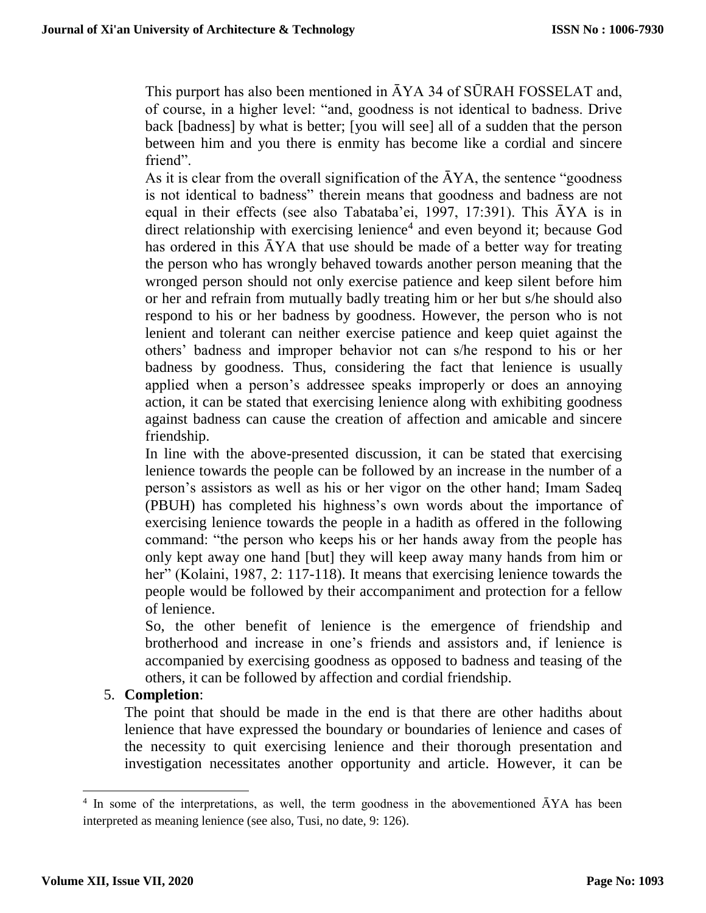This purport has also been mentioned in ĀYA 34 of SŪRAH FOSSELAT and, of course, in a higher level: "and, goodness is not identical to badness. Drive back [badness] by what is better; [you will see] all of a sudden that the person between him and you there is enmity has become like a cordial and sincere friend".

As it is clear from the overall signification of the ĀYA, the sentence "goodness is not identical to badness" therein means that goodness and badness are not equal in their effects (see also Tabataba'ei, 1997, 17:391). This ĀYA is in direct relationship with exercising lenience[4] and even beyond it; because God has ordered in this ĀYA that use should be made of a better way for treating the person who has wrongly behaved towards another person meaning that the wronged person should not only exercise patience and keep silent before him or her and refrain from mutually badly treating him or her but s/he should also respond to his or her badness by goodness. However, the person who is not lenient and tolerant can neither exercise patience and keep quiet against the others' badness and improper behavior not can s/he respond to his or her badness by goodness. Thus, considering the fact that lenience is usually applied when a person's addressee speaks improperly or does an annoying action, it can be stated that exercising lenience along with exhibiting goodness against badness can cause the creation of affection and amicable and sincere friendship.

In line with the above-presented discussion, it can be stated that exercising lenience towards the people can be followed by an increase in the number of a person's assistors as well as his or her vigor on the other hand; Imam Sadeq (PBUH) has completed his highness's own words about the importance of exercising lenience towards the people in a hadith as offered in the following command: "the person who keeps his or her hands away from the people has only kept away one hand [but] they will keep away many hands from him or her" (Kolaini, 1987, 2: 117-118). It means that exercising lenience towards the people would be followed by their accompaniment and protection for a fellow of lenience.

So, the other benefit of lenience is the emergence of friendship and brotherhood and increase in one's friends and assistors and, if lenience is accompanied by exercising goodness as opposed to badness and teasing of the others, it can be followed by affection and cordial friendship.

5. **Completion**:

The point that should be made in the end is that there are other hadiths about lenience that have expressed the boundary or boundaries of lenience and cases of the necessity to quit exercising lenience and their thorough presentation and investigation necessitates another opportunity and article. However, it can be

[4] In some of the interpretations, as well, the term goodness in the abovementioned ĀYA has been interpreted as meaning lenience (see also, Tusi, no date, 9: 126).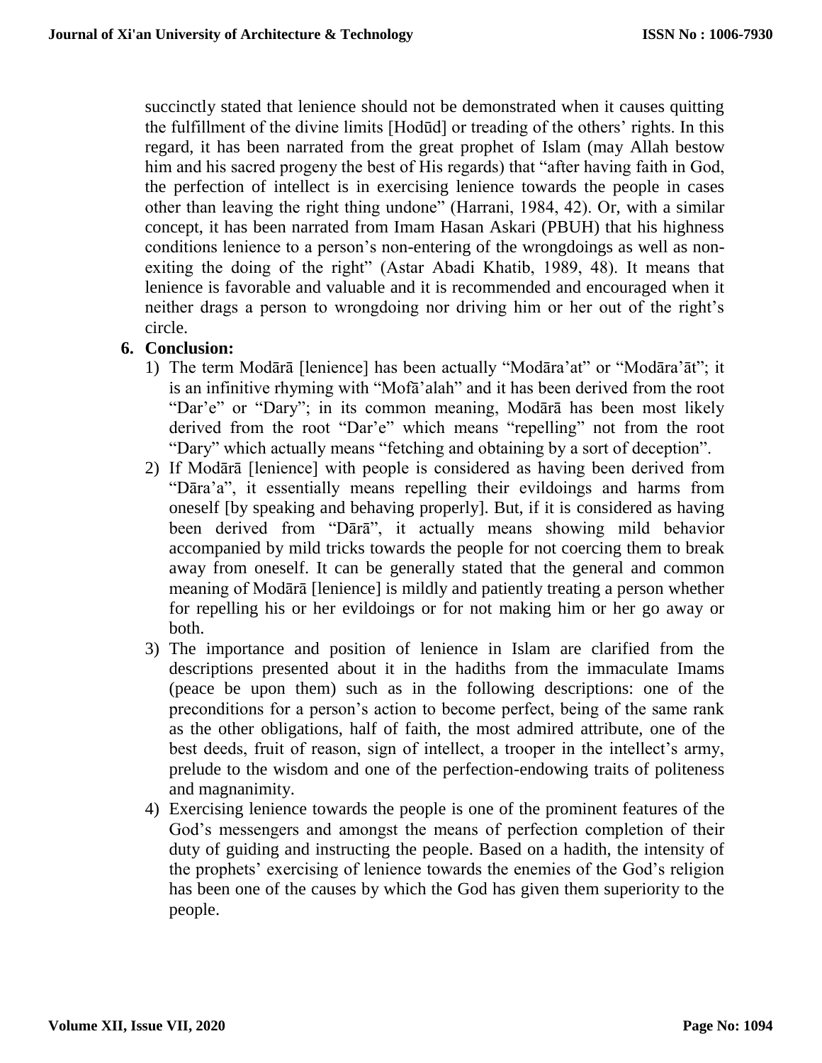succinctly stated that lenience should not be demonstrated when it causes quitting the fulfillment of the divine limits [Hodūd] or treading of the others' rights. In this regard, it has been narrated from the great prophet of Islam (may Allah bestow him and his sacred progeny the best of His regards) that "after having faith in God, the perfection of intellect is in exercising lenience towards the people in cases other than leaving the right thing undone" (Harrani, 1984, 42). Or, with a similar concept, it has been narrated from Imam Hasan Askari (PBUH) that his highness conditions lenience to a person's non-entering of the wrongdoings as well as non-exiting the doing of the right" (Astar Abadi Khatib, 1989, 48). It means that lenience is favorable and valuable and it is recommended and encouraged when it neither drags a person to wrongdoing nor driving him or her out of the right's circle.

## 6. Conclusion:

1) The term Modārā [lenience] has been actually "Modāra'at" or "Modāra'āt"; it is an infinitive rhyming with "Mofā'alah" and it has been derived from the root "Dar'e" or "Dary"; in its common meaning, Modārā has been most likely derived from the root "Dar'e" which means "repelling" not from the root "Dary" which actually means "fetching and obtaining by a sort of deception".
2) If Modārā [lenience] with people is considered as having been derived from "Dāra'a", it essentially means repelling their evildoings and harms from oneself [by speaking and behaving properly]. But, if it is considered as having been derived from "Dārā", it actually means showing mild behavior accompanied by mild tricks towards the people for not coercing them to break away from oneself. It can be generally stated that the general and common meaning of Modārā [lenience] is mildly and patiently treating a person whether for repelling his or her evildoings or for not making him or her go away or both.
3) The importance and position of lenience in Islam are clarified from the descriptions presented about it in the hadiths from the immaculate Imams (peace be upon them) such as in the following descriptions: one of the preconditions for a person's action to become perfect, being of the same rank as the other obligations, half of faith, the most admired attribute, one of the best deeds, fruit of reason, sign of intellect, a trooper in the intellect's army, prelude to the wisdom and one of the perfection-endowing traits of politeness and magnanimity.
4) Exercising lenience towards the people is one of the prominent features of the God's messengers and amongst the means of perfection completion of their duty of guiding and instructing the people. Based on a hadith, the intensity of the prophets' exercising of lenience towards the enemies of the God's religion has been one of the causes by which the God has given them superiority to the people.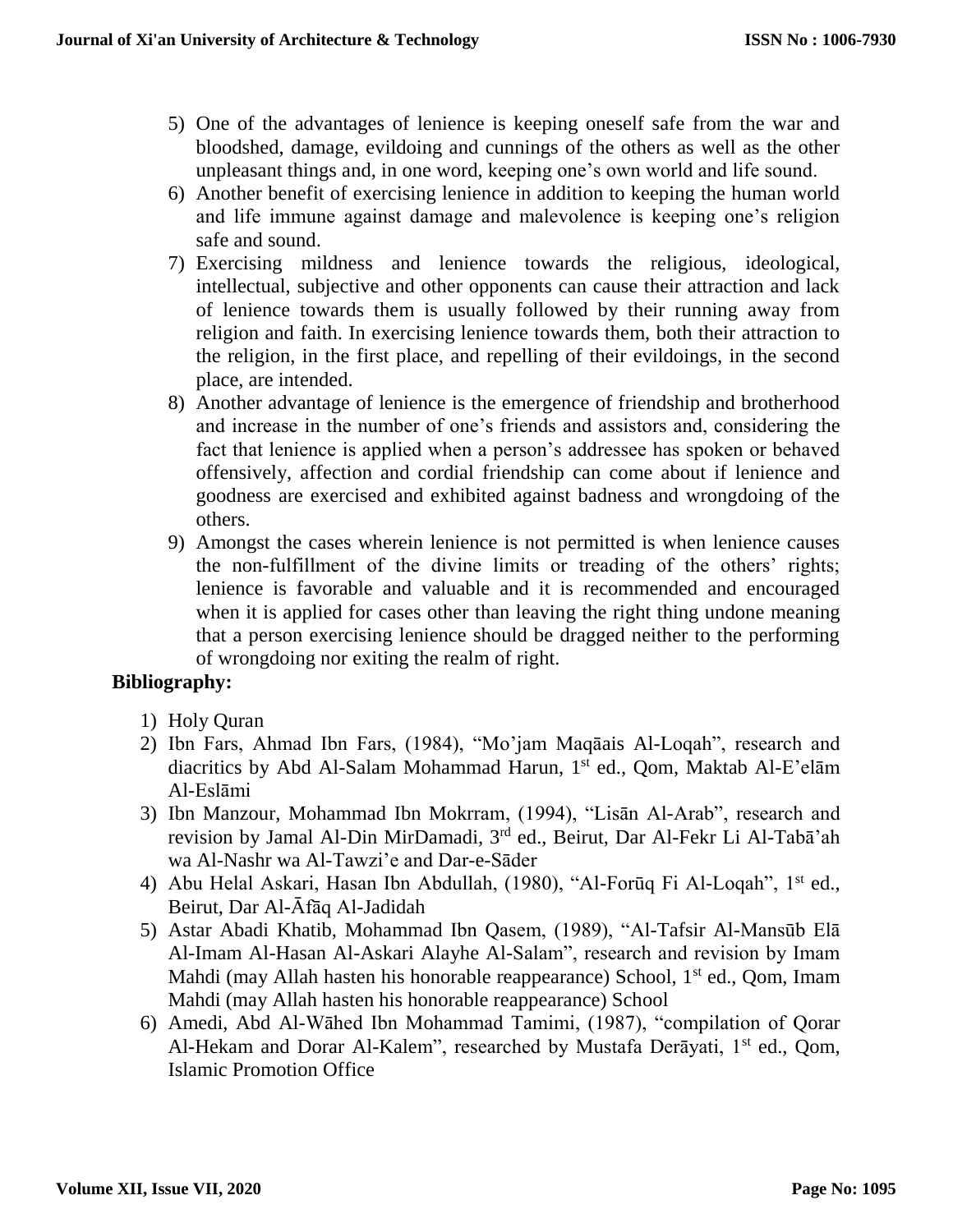5) One of the advantages of lenience is keeping oneself safe from the war and bloodshed, damage, evildoing and cunnings of the others as well as the other unpleasant things and, in one word, keeping one's own world and life sound.
6) Another benefit of exercising lenience in addition to keeping the human world and life immune against damage and malevolence is keeping one's religion safe and sound.
7) Exercising mildness and lenience towards the religious, ideological, intellectual, subjective and other opponents can cause their attraction and lack of lenience towards them is usually followed by their running away from religion and faith. In exercising lenience towards them, both their attraction to the religion, in the first place, and repelling of their evildoings, in the second place, are intended.
8) Another advantage of lenience is the emergence of friendship and brotherhood and increase in the number of one's friends and assistors and, considering the fact that lenience is applied when a person's addressee has spoken or behaved offensively, affection and cordial friendship can come about if lenience and goodness are exercised and exhibited against badness and wrongdoing of the others.
9) Amongst the cases wherein lenience is not permitted is when lenience causes the non-fulfillment of the divine limits or treading of the others' rights; lenience is favorable and valuable and it is recommended and encouraged when it is applied for cases other than leaving the right thing undone meaning that a person exercising lenience should be dragged neither to the performing of wrongdoing nor exiting the realm of right.

**Bibliography:**

1) Holy Quran
2) Ibn Fars, Ahmad Ibn Fars, (1984), "Mo'jam Maqāais Al-Loqah", research and diacritics by Abd Al-Salam Mohammad Harun, 1st ed., Qom, Maktab Al-E'elām Al-Eslāmi
3) Ibn Manzour, Mohammad Ibn Mokrram, (1994), "Lisān Al-Arab", research and revision by Jamal Al-Din MirDamadi, 3rd ed., Beirut, Dar Al-Fekr Li Al-Tabā'ah wa Al-Nashr wa Al-Tawzi'e and Dar-e-Sāder
4) Abu Helal Askari, Hasan Ibn Abdullah, (1980), "Al-Forūq Fi Al-Loqah", 1st ed., Beirut, Dar Al-Āfāq Al-Jadidah
5) Astar Abadi Khatib, Mohammad Ibn Qasem, (1989), "Al-Tafsir Al-Mansūb Elā Al-Imam Al-Hasan Al-Askari Alayhe Al-Salam", research and revision by Imam Mahdi (may Allah hasten his honorable reappearance) School, 1st ed., Qom, Imam Mahdi (may Allah hasten his honorable reappearance) School
6) Amedi, Abd Al-Wāhed Ibn Mohammad Tamimi, (1987), "compilation of Qorar Al-Hekam and Dorar Al-Kalem", researched by Mustafa Derāyati, 1st ed., Qom, Islamic Promotion Office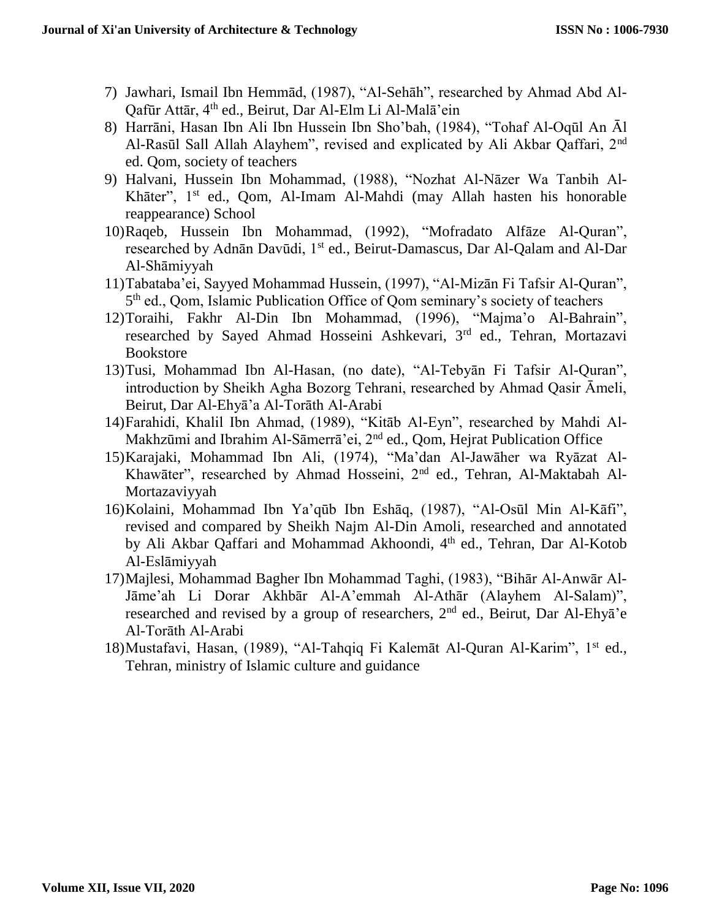7) Jawhari, Ismail Ibn Hemmād, (1987), "Al-Sehāh", researched by Ahmad Abd Al-Qafūr Attār, 4th ed., Beirut, Dar Al-Elm Li Al-Malā'ein
8) Harrāni, Hasan Ibn Ali Ibn Hussein Ibn Sho'bah, (1984), "Tohaf Al-Oqūl An Āl Al-Rasūl Sall Allah Alayhem", revised and explicated by Ali Akbar Qaffari, 2nd ed. Qom, society of teachers
9) Halvani, Hussein Ibn Mohammad, (1988), "Nozhat Al-Nāzer Wa Tanbih Al-Khāter", 1st ed., Qom, Al-Imam Al-Mahdi (may Allah hasten his honorable reappearance) School
10) Raqeb, Hussein Ibn Mohammad, (1992), "Mofradato Alfāze Al-Quran", researched by Adnān Davūdi, 1st ed., Beirut-Damascus, Dar Al-Qalam and Al-Dar Al-Shāmiyyah
11) Tabataba'ei, Sayyed Mohammad Hussein, (1997), "Al-Mizān Fi Tafsir Al-Quran", 5th ed., Qom, Islamic Publication Office of Qom seminary's society of teachers
12) Toraihi, Fakhr Al-Din Ibn Mohammad, (1996), "Majma'o Al-Bahrain", researched by Sayed Ahmad Hosseini Ashkevari, 3rd ed., Tehran, Mortazavi Bookstore
13) Tusi, Mohammad Ibn Al-Hasan, (no date), "Al-Tebyān Fi Tafsir Al-Quran", introduction by Sheikh Agha Bozorg Tehrani, researched by Ahmad Qasir Āmeli, Beirut, Dar Al-Ehyā'a Al-Torāth Al-Arabi
14) Farahidi, Khalil Ibn Ahmad, (1989), "Kitāb Al-Eyn", researched by Mahdi Al-Makhzūmi and Ibrahim Al-Sāmerrā'ei, 2nd ed., Qom, Hejrat Publication Office
15) Karajaki, Mohammad Ibn Ali, (1974), "Ma'dan Al-Jawāher wa Ryāzat Al-Khawāter", researched by Ahmad Hosseini, 2nd ed., Tehran, Al-Maktabah Al-Mortazaviyyah
16) Kolaini, Mohammad Ibn Ya'qūb Ibn Eshāq, (1987), "Al-Osūl Min Al-Kāfi", revised and compared by Sheikh Najm Al-Din Amoli, researched and annotated by Ali Akbar Qaffari and Mohammad Akhoondi, 4th ed., Tehran, Dar Al-Kotob Al-Eslāmiyyah
17) Majlesi, Mohammad Bagher Ibn Mohammad Taghi, (1983), "Bihār Al-Anwār Al-Jāme'ah Li Dorar Akhbār Al-A'emmah Al-Athār (Alayhem Al-Salam)", researched and revised by a group of researchers, 2nd ed., Beirut, Dar Al-Ehyā'e Al-Torāth Al-Arabi
18) Mustafavi, Hasan, (1989), "Al-Tahqiq Fi Kalemāt Al-Quran Al-Karim", 1st ed., Tehran, ministry of Islamic culture and guidance